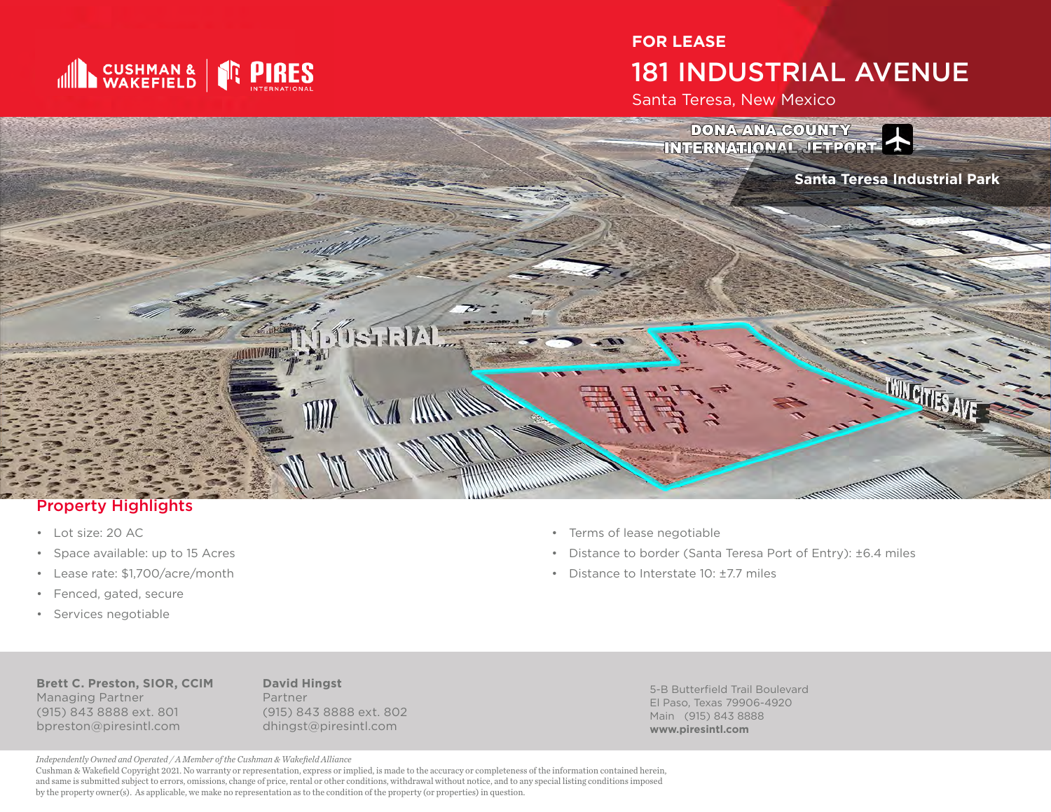CUSHMAN & WAKEFIELD | PIRES INTERNATIONAL

**FOR LEASE**

# 181 INDUSTRIAL AVENUE

Santa Teresa, New Mexico

DONA ANA COUNTY INTERNATIONAL JETPORT

Santa Teresa Industrial Park

INDUSTRIAL

TWIN CITIES AVE

## Property Highlights

- Lot size: 20 AC
- Space available: up to 15 Acres
- Lease rate: $1,700/acre/month
- Fenced, gated, secure
- Services negotiable
- Terms of lease negotiable
- Distance to border (Santa Teresa Port of Entry): ±6.4 miles
- Distance to Interstate 10: ±7.7 miles

**Brett C. Preston, SIOR, CCIM**
Managing Partner
(915) 843 8888 ext. 801
bpreston@piresintl.com

**David Hingst**
Partner
(915) 843 8888 ext. 802
dhingst@piresintl.com

5-B Butterfield Trail Boulevard
El Paso, Texas 79906-4920
Main (915) 843 8888
**www.piresintl.com**

*Independently Owned and Operated / A Member of the Cushman & Wakefield Alliance*

Cushman & Wakefield Copyright 2021. No warranty or representation, express or implied, is made to the accuracy or completeness of the information contained herein, and same is submitted subject to errors, omissions, change of price, rental or other conditions, withdrawal without notice, and to any special listing conditions imposed by the property owner(s). As applicable, we make no representation as to the condition of the property (or properties) in question.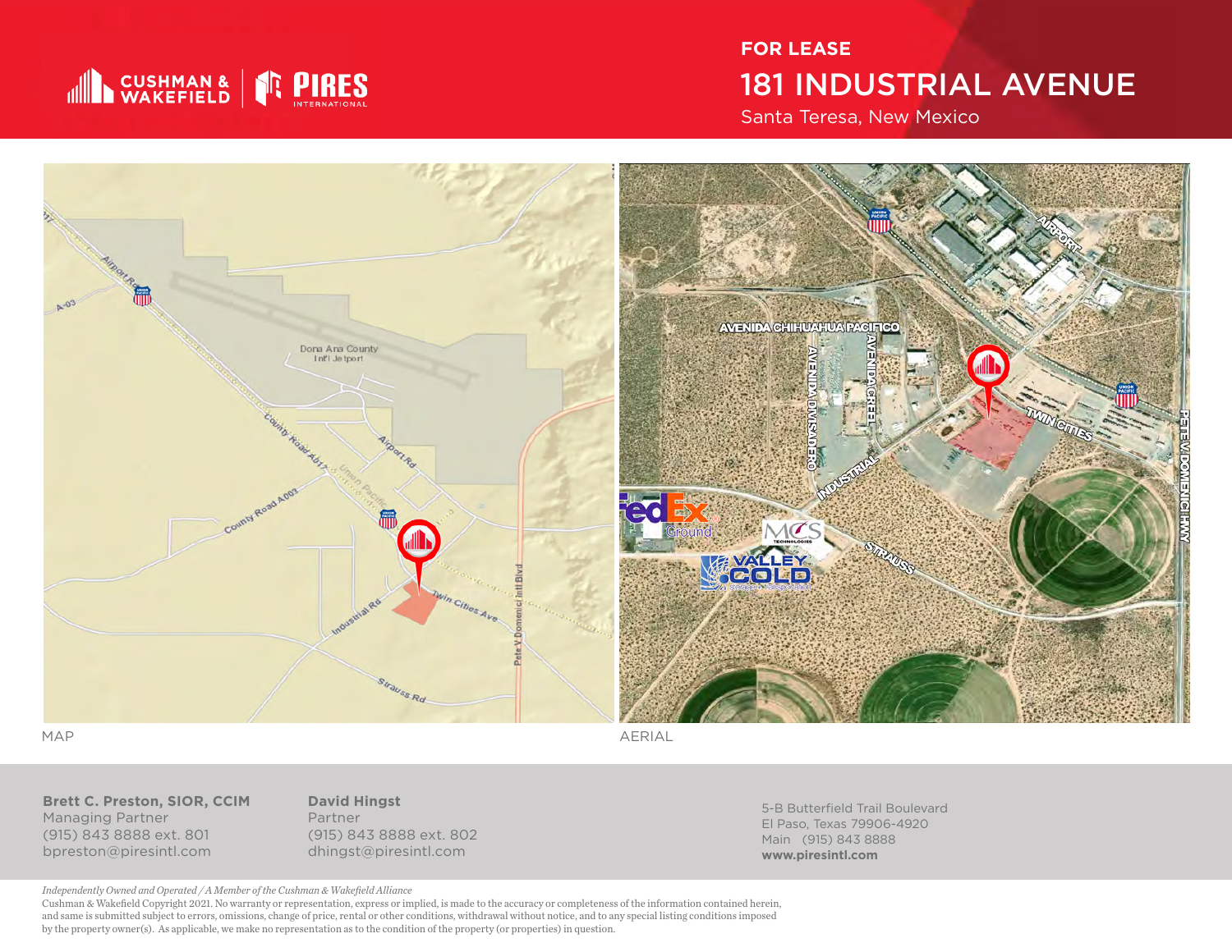CUSHMAN & WAKEFIELD | PIRES INTERNATIONAL

**FOR LEASE**

# 181 INDUSTRIAL AVENUE

Santa Teresa, New Mexico

MAP

AERIAL

**Brett C. Preston, SIOR, CCIM**
Managing Partner
(915) 843 8888 ext. 801
bpreston@piresintl.com

**David Hingst**
Partner
(915) 843 8888 ext. 802
dhingst@piresintl.com

5-B Butterfield Trail Boulevard
El Paso, Texas 79906-4920
Main (915) 843 8888
**www.piresintl.com**

*Independently Owned and Operated / A Member of the Cushman & Wakefield Alliance*

Cushman & Wakefield Copyright 2021. No warranty or representation, express or implied, is made to the accuracy or completeness of the information contained herein, and same is submitted subject to errors, omissions, change of price, rental or other conditions, withdrawal without notice, and to any special listing conditions imposed by the property owner(s). As applicable, we make no representation as to the condition of the property (or properties) in question.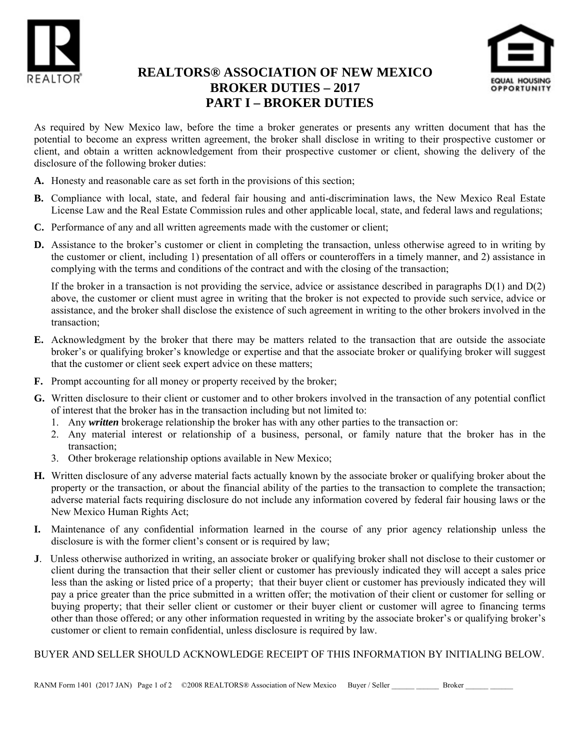# REALTORS® ASSOCIATION OF NEW MEXICO
# BROKER DUTIES – 2017
# PART I – BROKER DUTIES

As required by New Mexico law, before the time a broker generates or presents any written document that has the potential to become an express written agreement, the broker shall disclose in writing to their prospective customer or client, and obtain a written acknowledgement from their prospective customer or client, showing the delivery of the disclosure of the following broker duties:

**A.** Honesty and reasonable care as set forth in the provisions of this section;

**B.** Compliance with local, state, and federal fair housing and anti-discrimination laws, the New Mexico Real Estate License Law and the Real Estate Commission rules and other applicable local, state, and federal laws and regulations;

**C.** Performance of any and all written agreements made with the customer or client;

**D.** Assistance to the broker's customer or client in completing the transaction, unless otherwise agreed to in writing by the customer or client, including 1) presentation of all offers or counteroffers in a timely manner, and 2) assistance in complying with the terms and conditions of the contract and with the closing of the transaction;

If the broker in a transaction is not providing the service, advice or assistance described in paragraphs D(1) and D(2) above, the customer or client must agree in writing that the broker is not expected to provide such service, advice or assistance, and the broker shall disclose the existence of such agreement in writing to the other brokers involved in the transaction;

**E.** Acknowledgment by the broker that there may be matters related to the transaction that are outside the associate broker's or qualifying broker's knowledge or expertise and that the associate broker or qualifying broker will suggest that the customer or client seek expert advice on these matters;

**F.** Prompt accounting for all money or property received by the broker;

**G.** Written disclosure to their client or customer and to other brokers involved in the transaction of any potential conflict of interest that the broker has in the transaction including but not limited to:
1. Any ***written*** brokerage relationship the broker has with any other parties to the transaction or:
2. Any material interest or relationship of a business, personal, or family nature that the broker has in the transaction;
3. Other brokerage relationship options available in New Mexico;

**H.** Written disclosure of any adverse material facts actually known by the associate broker or qualifying broker about the property or the transaction, or about the financial ability of the parties to the transaction to complete the transaction; adverse material facts requiring disclosure do not include any information covered by federal fair housing laws or the New Mexico Human Rights Act;

**I.** Maintenance of any confidential information learned in the course of any prior agency relationship unless the disclosure is with the former client's consent or is required by law;

**J**. Unless otherwise authorized in writing, an associate broker or qualifying broker shall not disclose to their customer or client during the transaction that their seller client or customer has previously indicated they will accept a sales price less than the asking or listed price of a property; that their buyer client or customer has previously indicated they will pay a price greater than the price submitted in a written offer; the motivation of their client or customer for selling or buying property; that their seller client or customer or their buyer client or customer will agree to financing terms other than those offered; or any other information requested in writing by the associate broker's or qualifying broker's customer or client to remain confidential, unless disclosure is required by law.

BUYER AND SELLER SHOULD ACKNOWLEDGE RECEIPT OF THIS INFORMATION BY INITIALING BELOW.

RANM Form 1401 (2017 JAN) ©2008 REALTORS® Association of New Mexico Buyer / Seller ______ ______ Broker ______ ______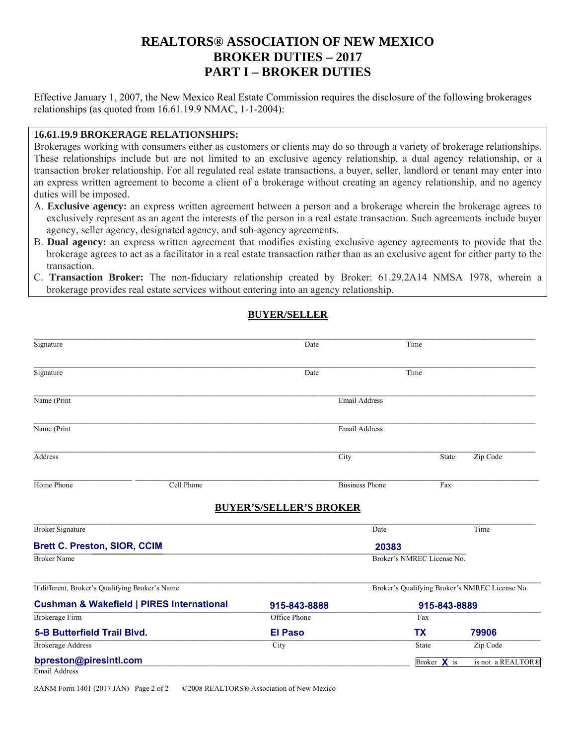# REALTORS® ASSOCIATION OF NEW MEXICO
# BROKER DUTIES – 2017
# PART I – BROKER DUTIES

Effective January 1, 2007, the New Mexico Real Estate Commission requires the disclosure of the following brokerages relationships (as quoted from 16.61.19.9 NMAC, 1-1-2004):

**16.61.19.9 BROKERAGE RELATIONSHIPS:**
Brokerages working with consumers either as customers or clients may do so through a variety of brokerage relationships. These relationships include but are not limited to an exclusive agency relationship, a dual agency relationship, or a transaction broker relationship. For all regulated real estate transactions, a buyer, seller, landlord or tenant may enter into an express written agreement to become a client of a brokerage without creating an agency relationship, and no agency duties will be imposed.

A. **Exclusive agency:** an express written agreement between a person and a brokerage wherein the brokerage agrees to exclusively represent as an agent the interests of the person in a real estate transaction. Such agreements include buyer agency, seller agency, designated agency, and sub-agency agreements.

B. **Dual agency:** an express written agreement that modifies existing exclusive agency agreements to provide that the brokerage agrees to act as a facilitator in a real estate transaction rather than as an exclusive agent for either party to the transaction.

C. **Transaction Broker:** The non-fiduciary relationship created by Broker: 61.29.2A14 NMSA 1978, wherein a brokerage provides real estate services without entering into an agency relationship.

## BUYER/SELLER

| | | |
|---|---|---|
| Signature _______________ | Date _______ | Time _______ |
| Signature _______________ | Date _______ | Time _______ |

| | |
|---|---|
| Name (Print _______________ | Email Address _______________ |
| Name (Print _______________ | Email Address _______________ |

| | | | |
|---|---|---|---|
| Address _______________ | City _______ | State _______ | Zip Code _______ |
| Home Phone _______ / Cell Phone _______ | Business Phone _______ | Fax _______ | |

## BUYER'S/SELLER'S BROKER

| | | |
|---|---|---|
| Broker Signature _______________ | Date _______ | Time _______ |
| Brett C. Preston, SIOR, CCIM | 20383 | |
| Broker Name | Broker's NMREC License No. | |
| _______________ | _______________ | |
| If different, Broker's Qualifying Broker's Name | Broker's Qualifying Broker's NMREC License No. | |

| | | | |
|---|---|---|---|
| Cushman & Wakefield \| PIRES International | 915-843-8888 | 915-843-8889 | |
| Brokerage Firm | Office Phone | Fax | |
| 5-B Butterfield Trail Blvd. | El Paso | TX | 79906 |
| Brokerage Address | City | State | Zip Code |

bpreston@piresintl.com
Email Address

Broker **X** is ___ is not a REALTOR®